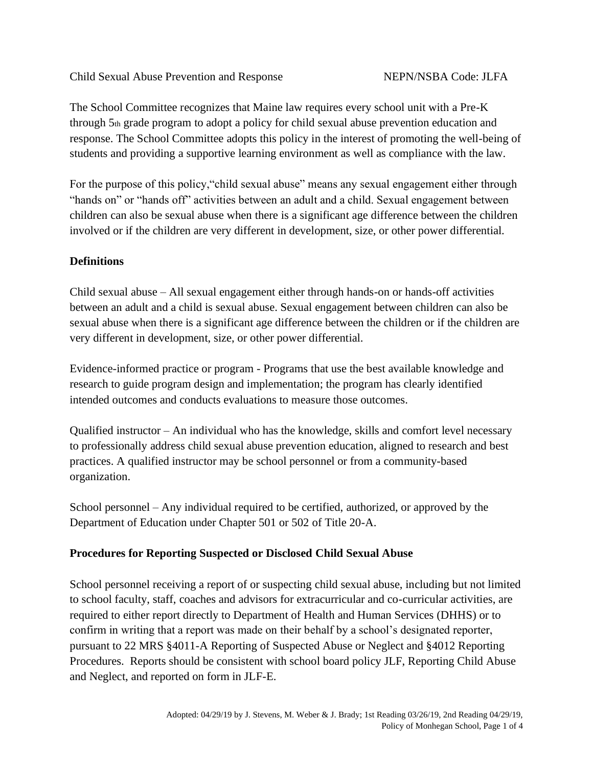Child Sexual Abuse Prevention and Response NEPN/NSBA Code: JLFA

The School Committee recognizes that Maine law requires every school unit with a Pre-K through 5th grade program to adopt a policy for child sexual abuse prevention education and response. The School Committee adopts this policy in the interest of promoting the well-being of students and providing a supportive learning environment as well as compliance with the law.

For the purpose of this policy,"child sexual abuse" means any sexual engagement either through "hands on" or "hands off" activities between an adult and a child. Sexual engagement between children can also be sexual abuse when there is a significant age difference between the children involved or if the children are very different in development, size, or other power differential.

**Definitions**

Child sexual abuse – All sexual engagement either through hands-on or hands-off activities between an adult and a child is sexual abuse. Sexual engagement between children can also be sexual abuse when there is a significant age difference between the children or if the children are very different in development, size, or other power differential.

Evidence-informed practice or program - Programs that use the best available knowledge and research to guide program design and implementation; the program has clearly identified intended outcomes and conducts evaluations to measure those outcomes.

Qualified instructor – An individual who has the knowledge, skills and comfort level necessary to professionally address child sexual abuse prevention education, aligned to research and best practices. A qualified instructor may be school personnel or from a community-based organization.

School personnel – Any individual required to be certified, authorized, or approved by the Department of Education under Chapter 501 or 502 of Title 20-A.

**Procedures for Reporting Suspected or Disclosed Child Sexual Abuse**

School personnel receiving a report of or suspecting child sexual abuse, including but not limited to school faculty, staff, coaches and advisors for extracurricular and co-curricular activities, are required to either report directly to Department of Health and Human Services (DHHS) or to confirm in writing that a report was made on their behalf by a school's designated reporter, pursuant to 22 MRS §4011-A Reporting of Suspected Abuse or Neglect and §4012 Reporting Procedures. Reports should be consistent with school board policy JLF, Reporting Child Abuse and Neglect, and reported on form in JLF-E.

Adopted: 04/29/19 by J. Stevens, M. Weber & J. Brady; 1st Reading 03/26/19, 2nd Reading 04/29/19, Policy of Monhegan School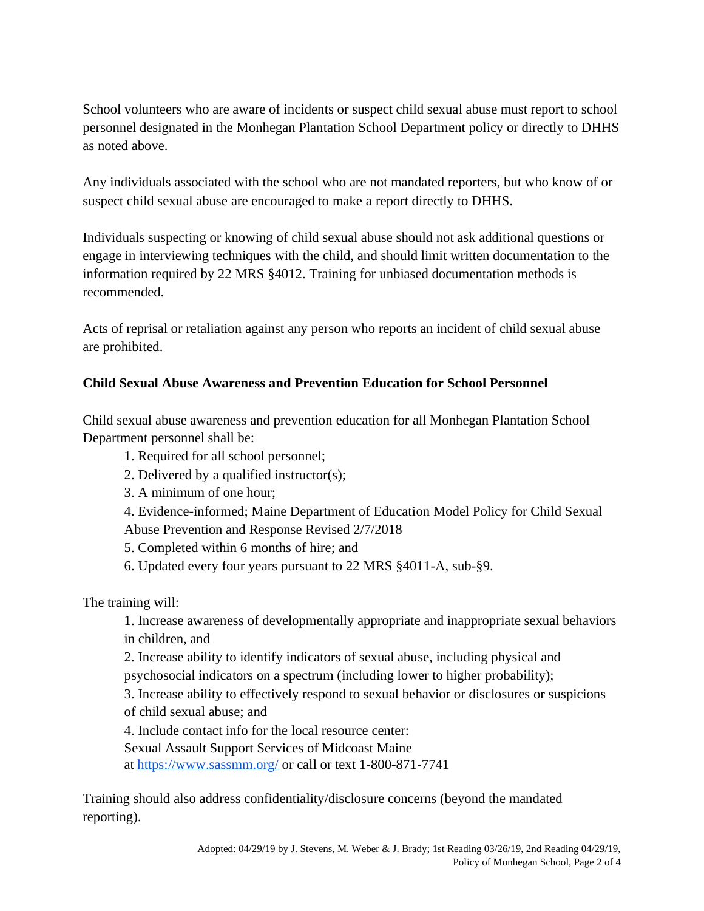School volunteers who are aware of incidents or suspect child sexual abuse must report to school personnel designated in the Monhegan Plantation School Department policy or directly to DHHS as noted above.

Any individuals associated with the school who are not mandated reporters, but who know of or suspect child sexual abuse are encouraged to make a report directly to DHHS.

Individuals suspecting or knowing of child sexual abuse should not ask additional questions or engage in interviewing techniques with the child, and should limit written documentation to the information required by 22 MRS §4012. Training for unbiased documentation methods is recommended.

Acts of reprisal or retaliation against any person who reports an incident of child sexual abuse are prohibited.

**Child Sexual Abuse Awareness and Prevention Education for School Personnel**

Child sexual abuse awareness and prevention education for all Monhegan Plantation School Department personnel shall be:

1. Required for all school personnel;
2. Delivered by a qualified instructor(s);
3. A minimum of one hour;
4. Evidence-informed; Maine Department of Education Model Policy for Child Sexual Abuse Prevention and Response Revised 2/7/2018
5. Completed within 6 months of hire; and
6. Updated every four years pursuant to 22 MRS §4011-A, sub-§9.

The training will:

1. Increase awareness of developmentally appropriate and inappropriate sexual behaviors in children, and
2. Increase ability to identify indicators of sexual abuse, including physical and psychosocial indicators on a spectrum (including lower to higher probability);
3. Increase ability to effectively respond to sexual behavior or disclosures or suspicions of child sexual abuse; and
4. Include contact info for the local resource center:
   Sexual Assault Support Services of Midcoast Maine
   at https://www.sassmm.org/ or call or text 1-800-871-7741

Training should also address confidentiality/disclosure concerns (beyond the mandated reporting).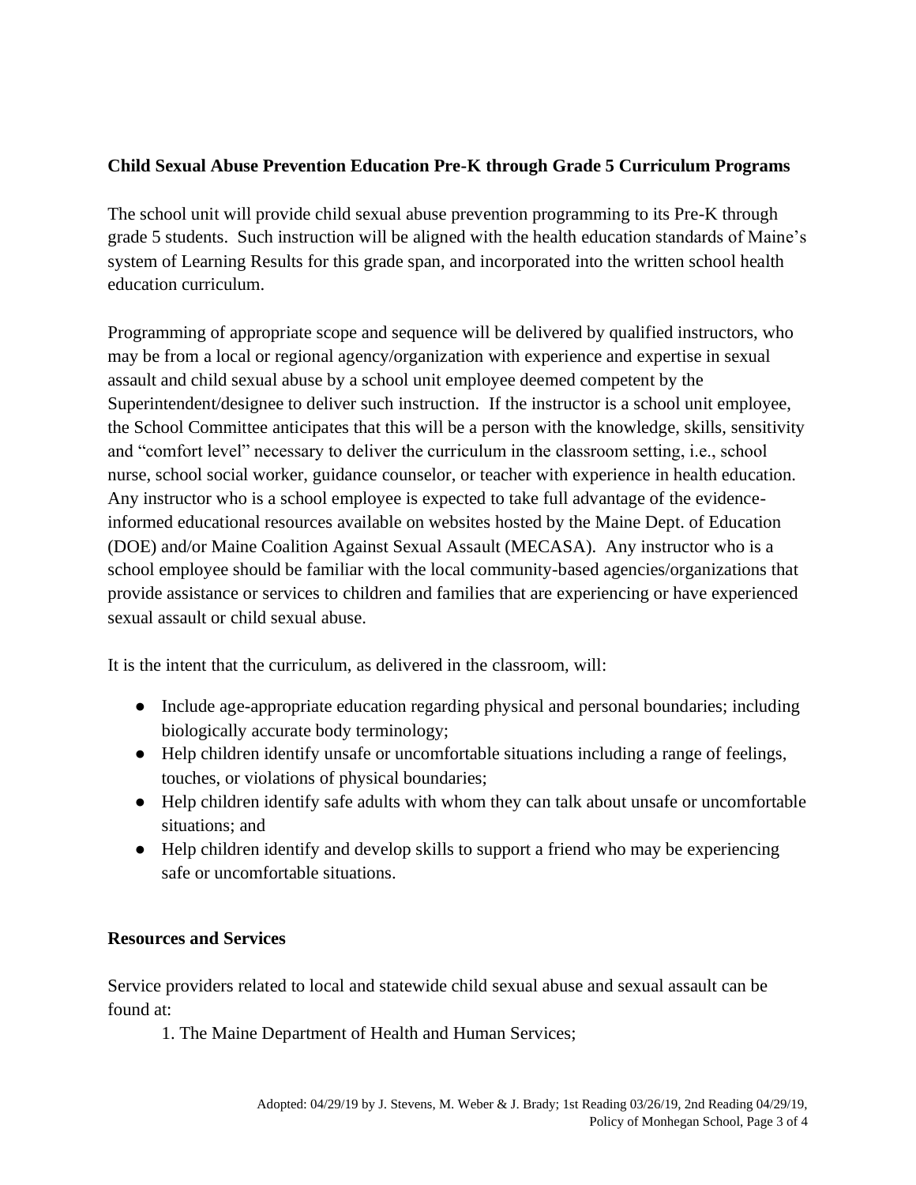**Child Sexual Abuse Prevention Education Pre-K through Grade 5 Curriculum Programs**

The school unit will provide child sexual abuse prevention programming to its Pre-K through grade 5 students. Such instruction will be aligned with the health education standards of Maine's system of Learning Results for this grade span, and incorporated into the written school health education curriculum.

Programming of appropriate scope and sequence will be delivered by qualified instructors, who may be from a local or regional agency/organization with experience and expertise in sexual assault and child sexual abuse by a school unit employee deemed competent by the Superintendent/designee to deliver such instruction. If the instructor is a school unit employee, the School Committee anticipates that this will be a person with the knowledge, skills, sensitivity and "comfort level" necessary to deliver the curriculum in the classroom setting, i.e., school nurse, school social worker, guidance counselor, or teacher with experience in health education. Any instructor who is a school employee is expected to take full advantage of the evidence-informed educational resources available on websites hosted by the Maine Dept. of Education (DOE) and/or Maine Coalition Against Sexual Assault (MECASA). Any instructor who is a school employee should be familiar with the local community-based agencies/organizations that provide assistance or services to children and families that are experiencing or have experienced sexual assault or child sexual abuse.

It is the intent that the curriculum, as delivered in the classroom, will:

- Include age-appropriate education regarding physical and personal boundaries; including biologically accurate body terminology;
- Help children identify unsafe or uncomfortable situations including a range of feelings, touches, or violations of physical boundaries;
- Help children identify safe adults with whom they can talk about unsafe or uncomfortable situations; and
- Help children identify and develop skills to support a friend who may be experiencing safe or uncomfortable situations.

**Resources and Services**

Service providers related to local and statewide child sexual abuse and sexual assault can be found at:

1. The Maine Department of Health and Human Services;

Adopted: 04/29/19 by J. Stevens, M. Weber & J. Brady; 1st Reading 03/26/19, 2nd Reading 04/29/19, Policy of Monhegan School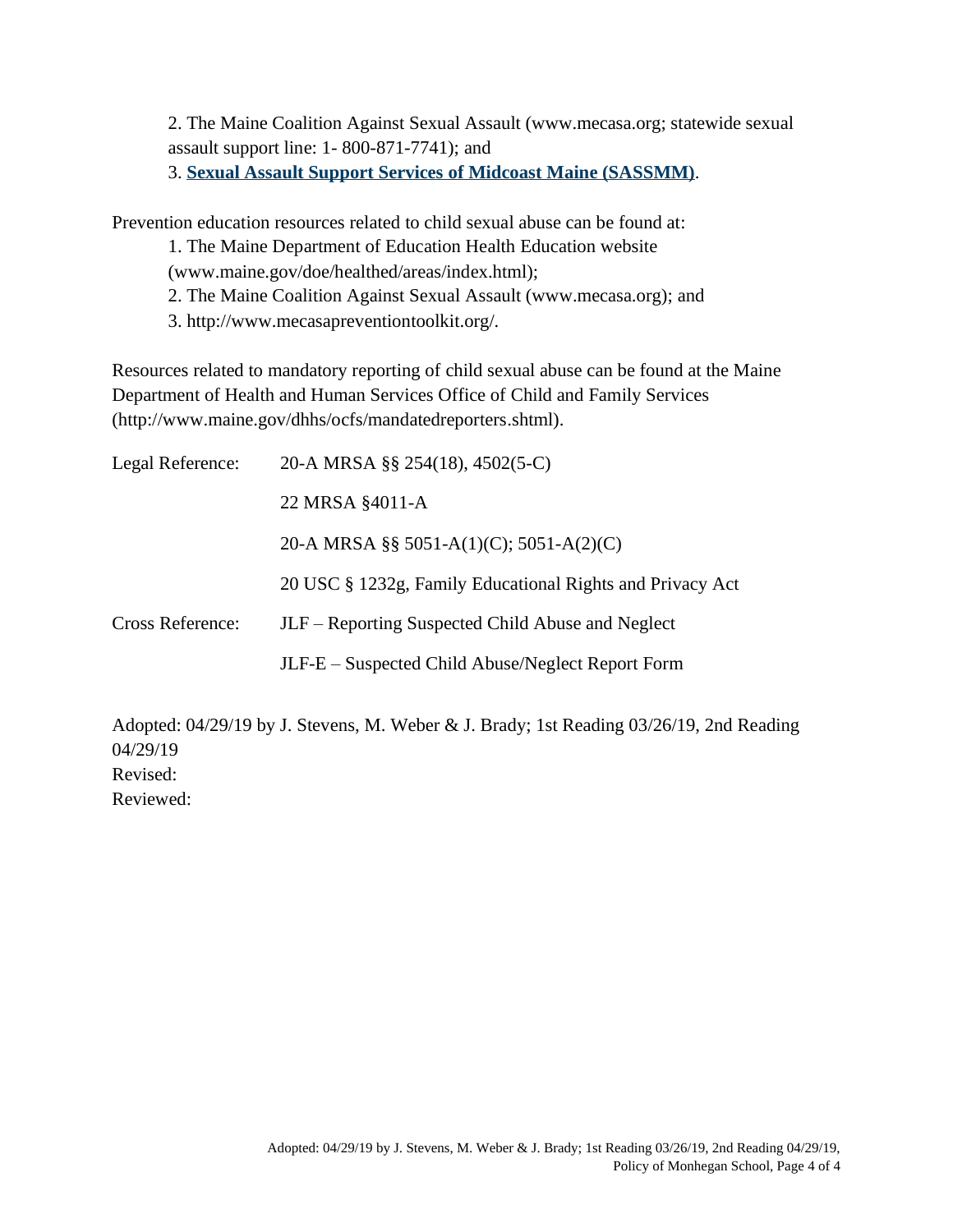2. The Maine Coalition Against Sexual Assault (www.mecasa.org; statewide sexual assault support line: 1- 800-871-7741); and
3. **Sexual Assault Support Services of Midcoast Maine (SASSMM)**.

Prevention education resources related to child sexual abuse can be found at:
1. The Maine Department of Education Health Education website (www.maine.gov/doe/healthed/areas/index.html);
2. The Maine Coalition Against Sexual Assault (www.mecasa.org); and
3. http://www.mecasapreventiontoolkit.org/.

Resources related to mandatory reporting of child sexual abuse can be found at the Maine Department of Health and Human Services Office of Child and Family Services (http://www.maine.gov/dhhs/ocfs/mandatedreporters.shtml).

| | |
|---|---|
| Legal Reference: | 20-A MRSA §§ 254(18), 4502(5-C) |
| | 22 MRSA §4011-A |
| | 20-A MRSA §§ 5051-A(1)(C); 5051-A(2)(C) |
| | 20 USC § 1232g, Family Educational Rights and Privacy Act |
| Cross Reference: | JLF – Reporting Suspected Child Abuse and Neglect |
| | JLF-E – Suspected Child Abuse/Neglect Report Form |

Adopted: 04/29/19 by J. Stevens, M. Weber & J. Brady; 1st Reading 03/26/19, 2nd Reading 04/29/19
Revised:
Reviewed: